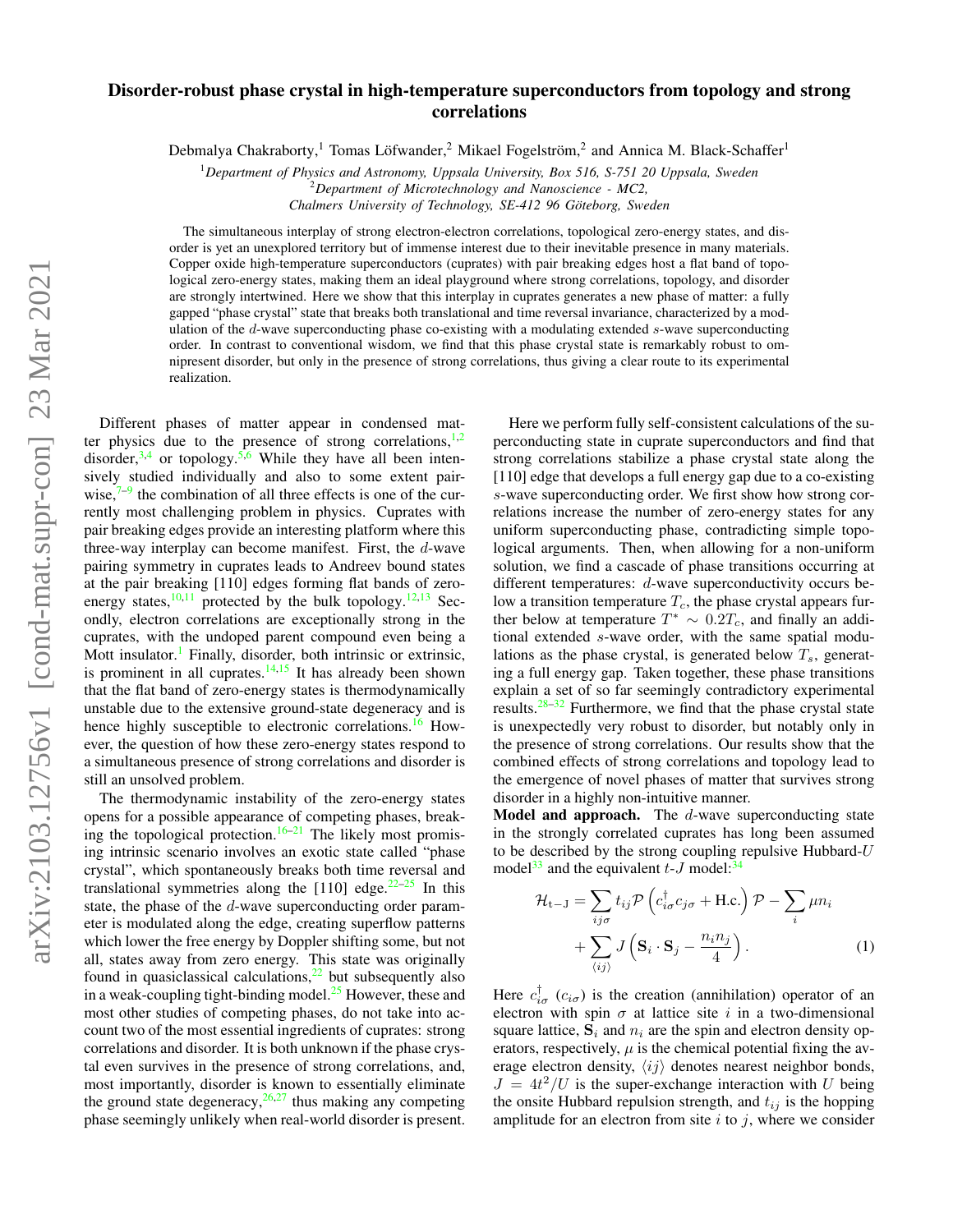# Disorder-robust phase crystal in high-temperature superconductors from topology and strong correlations

Debmalya Chakraborty,[1] Tomas Löfwander,[2] Mikael Fogelström,[2] and Annica M. Black-Schaffer[1]

[1]*Department of Physics and Astronomy, Uppsala University, Box 516, S-751 20 Uppsala, Sweden*
[2]*Department of Microtechnology and Nanoscience - MC2, Chalmers University of Technology, SE-412 96 Göteborg, Sweden*

The simultaneous interplay of strong electron-electron correlations, topological zero-energy states, and disorder is yet an unexplored territory but of immense interest due to their inevitable presence in many materials. Copper oxide high-temperature superconductors (cuprates) with pair breaking edges host a flat band of topological zero-energy states, making them an ideal playground where strong correlations, topology, and disorder are strongly intertwined. Here we show that this interplay in cuprates generates a new phase of matter: a fully gapped "phase crystal" state that breaks both translational and time reversal invariance, characterized by a modulation of the $d$-wave superconducting phase co-existing with a modulating extended $s$-wave superconducting order. In contrast to conventional wisdom, we find that this phase crystal state is remarkably robust to omnipresent disorder, but only in the presence of strong correlations, thus giving a clear route to its experimental realization.

Different phases of matter appear in condensed matter physics due to the presence of strong correlations,[1,2] disorder,[3,4] or topology.[5,6] While they have all been intensively studied individually and also to some extent pairwise,[7–9] the combination of all three effects is one of the currently most challenging problem in physics. Cuprates with pair breaking edges provide an interesting platform where this three-way interplay can become manifest. First, the $d$-wave pairing symmetry in cuprates leads to Andreev bound states at the pair breaking [110] edges forming flat bands of zero-energy states,[10,11] protected by the bulk topology.[12,13] Secondly, electron correlations are exceptionally strong in the cuprates, with the undoped parent compound even being a Mott insulator.[1] Finally, disorder, both intrinsic or extrinsic, is prominent in all cuprates.[14,15] It has already been shown that the flat band of zero-energy states is thermodynamically unstable due to the extensive ground-state degeneracy and is hence highly susceptible to electronic correlations.[16] However, the question of how these zero-energy states respond to a simultaneous presence of strong correlations and disorder is still an unsolved problem.

The thermodynamic instability of the zero-energy states opens for a possible appearance of competing phases, breaking the topological protection.[16–21] The likely most promising intrinsic scenario involves an exotic state called "phase crystal", which spontaneously breaks both time reversal and translational symmetries along the [110] edge.[22–25] In this state, the phase of the $d$-wave superconducting order parameter is modulated along the edge, creating superflow patterns which lower the free energy by Doppler shifting some, but not all, states away from zero energy. This state was originally found in quasiclassical calculations,[22] but subsequently also in a weak-coupling tight-binding model.[25] However, this and most other studies of competing phases, do not take into account two of the most essential ingredients of cuprates: strong correlations and disorder. It is both unknown if the phase crystal even survives in the presence of strong correlations, and, most importantly, disorder is known to essentially eliminate the ground state degeneracy,[26,27] thus making any competing phase seemingly unlikely when real-world disorder is present.

Here we perform fully self-consistent calculations of the superconducting state in cuprate superconductors and find that strong correlations stabilize a phase crystal state along the [110] edge that develops a full energy gap due to a co-existing $s$-wave superconducting order. We first show how strong correlations increase the number of zero-energy states for any uniform superconducting phase, contradicting simple topological arguments. Then, when allowing for a non-uniform solution, we find a cascade of phase transitions occurring at different temperatures: $d$-wave superconductivity occurs below a transition temperature $T_c$, the phase crystal appears further below at temperature $T^* \sim 0.2T_c$, and finally an additional extended $s$-wave order, with the same spatial modulations as the phase crystal, is generated below $T_s$, generating a full energy gap. Taken together, these phase transitions explain a set of so far seemingly contradictory experimental results.[28–32] Furthermore, we find that the phase crystal state is unexpectedly very robust to disorder, but notably only in the presence of strong correlations. Our results show that the combined effects of strong correlations and topology lead to the emergence of novel phases of matter that survives strong disorder in a highly non-intuitive manner.

**Model and approach.** The $d$-wave superconducting state in the strongly correlated cuprates has long been assumed to be described by the strong coupling repulsive Hubbard-$U$ model[33] and the equivalent $t$-$J$ model:[34]

$$\mathcal{H}_{\text{t-J}} = \sum_{ij\sigma} t_{ij}\mathcal{P}\left(c^\dagger_{i\sigma}c_{j\sigma} + \text{H.c.}\right)\mathcal{P} - \sum_i \mu n_i + \sum_{\langle ij\rangle} J\left(\mathbf{S}_i\cdot\mathbf{S}_j - \frac{n_i n_j}{4}\right). \tag{1}$$

Here $c^\dagger_{i\sigma}$ ($c_{i\sigma}$) is the creation (annihilation) operator of an electron with spin $\sigma$ at lattice site $i$ in a two-dimensional square lattice, $\mathbf{S}_i$ and $n_i$ are the spin and electron density operators, respectively, $\mu$ is the chemical potential fixing the average electron density, $\langle ij\rangle$ denotes nearest neighbor bonds, $J = 4t^2/U$ is the super-exchange interaction with $U$ being the onsite Hubbard repulsion strength, and $t_{ij}$ is the hopping amplitude for an electron from site $i$ to $j$, where we consider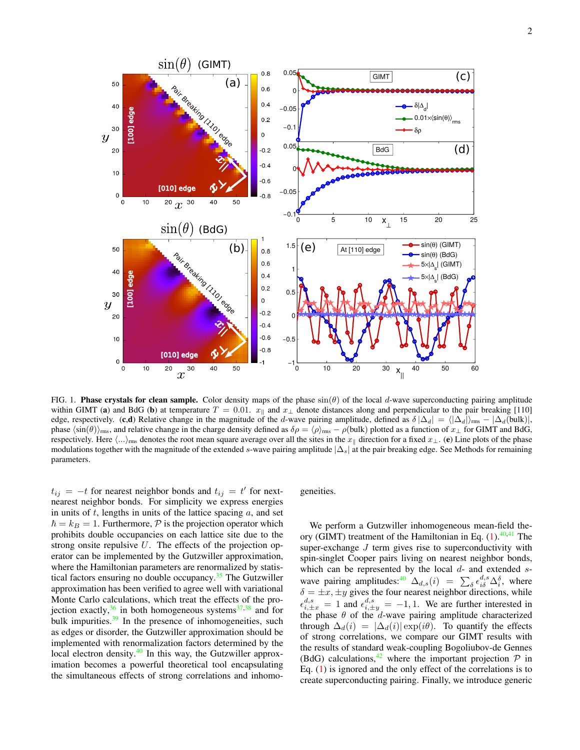FIG. 1. **Phase crystals for clean sample.** Color density maps of the phase $\sin(\theta)$ of the local $d$-wave superconducting pairing amplitude within GIMT (**a**) and BdG (**b**) at temperature $T = 0.01$. $x_\parallel$ and $x_\perp$ denote distances along and perpendicular to the pair breaking [110] edge, respectively. (**c**,**d**) Relative change in the magnitude of the $d$-wave pairing amplitude, defined as $\delta\,|\Delta_d| = \langle|\Delta_d|\rangle_{\rm rms} - |\Delta_d(\text{bulk})|$, phase $\langle\sin(\theta)\rangle_{\rm rms}$, and relative change in the charge density defined as $\delta\rho = \langle\rho\rangle_{\rm rms} - \rho(\text{bulk})$ plotted as a function of $x_\perp$ for GIMT and BdG, respectively. Here $\langle\ldots\rangle_{\rm rms}$ denotes the root mean square average over all the sites in the $x_\parallel$ direction for a fixed $x_\perp$. (**e**) Line plots of the phase modulations together with the magnitude of the extended $s$-wave pairing amplitude $|\Delta_s|$ at the pair breaking edge. See Methods for remaining parameters.

$t_{ij} = -t$ for nearest neighbor bonds and $t_{ij} = t'$ for next-nearest neighbor bonds. For simplicity we express energies in units of $t$, lengths in units of the lattice spacing $a$, and set $\hbar = k_B = 1$. Furthermore, $\mathcal{P}$ is the projection operator which prohibits double occupancies on each lattice site due to the strong onsite repulsive $U$. The effects of the projection operator can be implemented by the Gutzwiller approximation, where the Hamiltonian parameters are renormalized by statistical factors ensuring no double occupancy.[35] The Gutzwiller approximation has been verified to agree well with variational Monte Carlo calculations, which treat the effects of the projection exactly,[36] in both homogeneous systems[37,38] and for bulk impurities.[39] In the presence of inhomogeneities, such as edges or disorder, the Gutzwiller approximation should be implemented with renormalization factors determined by the local electron density.[40] In this way, the Gutzwiller approximation becomes a powerful theoretical tool encapsulating the simultaneous effects of strong correlations and inhomogeneities.

We perform a Gutzwiller inhomogeneous mean-field theory (GIMT) treatment of the Hamiltonian in Eq. (1).[40,41] The super-exchange $J$ term gives rise to superconductivity with spin-singlet Cooper pairs living on nearest neighbor bonds, which can be represented by the local $d$- and extended $s$-wave pairing amplitudes:[40] $\Delta_{d,s}(i) = \sum_\delta \epsilon^{d,s}_{i\delta}\Delta^\delta_i$, where $\delta = \pm x, \pm y$ gives the four nearest neighbor directions, while $\epsilon^{d,s}_{i,\pm x} = 1$ and $\epsilon^{d,s}_{i,\pm y} = -1, 1$. We are further interested in the phase $\theta$ of the $d$-wave pairing amplitude characterized through $\Delta_d(i) = |\Delta_d(i)|\exp(i\theta)$. To quantify the effects of strong correlations, we compare our GIMT results with the results of standard weak-coupling Bogoliubov-de Gennes (BdG) calculations,[42] where the important projection $\mathcal{P}$ in Eq. (1) is ignored and the only effect of the correlations is to create superconducting pairing. Finally, we introduce generic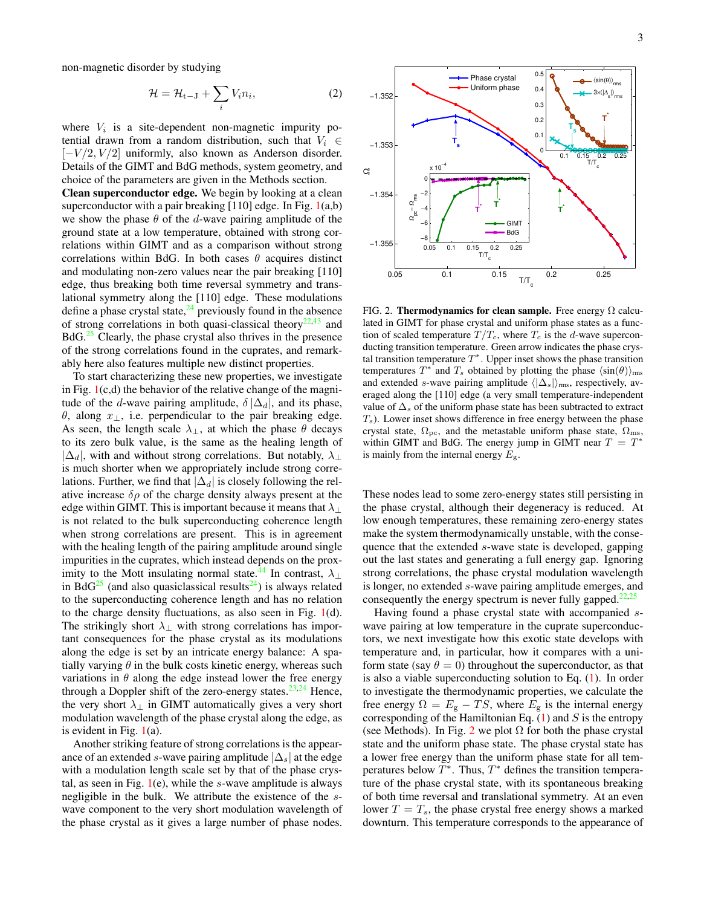non-magnetic disorder by studying

$$\mathcal{H} = \mathcal{H}_{\rm t-J} + \sum_i V_i n_i, \tag{2}$$

where $V_i$ is a site-dependent non-magnetic impurity potential drawn from a random distribution, such that $V_i \in [-V/2, V/2]$ uniformly, also known as Anderson disorder. Details of the GIMT and BdG methods, system geometry, and choice of the parameters are given in the Methods section.

**Clean superconductor edge.** We begin by looking at a clean superconductor with a pair breaking [110] edge. In Fig. 1(a,b) we show the phase $\theta$ of the $d$-wave pairing amplitude of the ground state at a low temperature, obtained with strong correlations within GIMT and as a comparison without strong correlations within BdG. In both cases $\theta$ acquires distinct and modulating non-zero values near the pair breaking [110] edge, thus breaking both time reversal symmetry and translational symmetry along the [110] edge. These modulations define a phase crystal state,[24] previously found in the absence of strong correlations in both quasi-classical theory[22,43] and BdG.[25] Clearly, the phase crystal also thrives in the presence of the strong correlations found in the cuprates, and remarkably here also features multiple new distinct properties.

To start characterizing these new properties, we investigate in Fig. 1(c,d) the behavior of the relative change of the magnitude of the $d$-wave pairing amplitude, $\delta\,|\Delta_d|$, and its phase, $\theta$, along $x_\perp$, i.e. perpendicular to the pair breaking edge. As seen, the length scale $\lambda_\perp$, at which the phase $\theta$ decays to its zero bulk value, is the same as the healing length of $|\Delta_d|$, with and without strong correlations. But notably, $\lambda_\perp$ is much shorter when we appropriately include strong correlations. Further, we find that $|\Delta_d|$ is closely following the relative increase $\delta\rho$ of the charge density always present at the edge within GIMT. This is important because it means that $\lambda_\perp$ is not related to the bulk superconducting coherence length when strong correlations are present. This is in agreement with the healing length of the pairing amplitude around single impurities in the cuprates, which instead depends on the proximity to the Mott insulating normal state.[44] In contrast, $\lambda_\perp$ in BdG[25] (and also quasiclassical results[24]) is always related to the superconducting coherence length and has no relation to the charge density fluctuations, as also seen in Fig. 1(d). The strikingly short $\lambda_\perp$ with strong correlations has important consequences for the phase crystal as its modulations along the edge is set by an intricate energy balance: A spatially varying $\theta$ in the bulk costs kinetic energy, whereas such variations in $\theta$ along the edge instead lower the free energy through a Doppler shift of the zero-energy states.[23,24] Hence, the very short $\lambda_\perp$ in GIMT automatically gives a very short modulation wavelength of the phase crystal along the edge, as is evident in Fig. 1(a).

Another striking feature of strong correlations is the appearance of an extended $s$-wave pairing amplitude $|\Delta_s|$ at the edge with a modulation length scale set by that of the phase crystal, as seen in Fig. 1(e), while the $s$-wave amplitude is always negligible in the bulk. We attribute the existence of the $s$-wave component to the very short modulation wavelength of the phase crystal as it gives a large number of phase nodes. These nodes lead to some zero-energy states still persisting in the phase crystal, although their degeneracy is reduced. At low enough temperatures, these remaining zero-energy states make the system thermodynamically unstable, with the consequence that the extended $s$-wave state is developed, gapping out the last states and generating a full energy gap. Ignoring strong correlations, the phase crystal modulation wavelength is longer, no extended $s$-wave pairing amplitude emerges, and consequently the energy spectrum is never fully gapped.[22,25]

FIG. 2. **Thermodynamics for clean sample.** Free energy $\Omega$ calculated in GIMT for phase crystal and uniform phase states as a function of scaled temperature $T/T_c$, where $T_c$ is the $d$-wave superconducting transition temperature. Green arrow indicates the phase crystal transition temperature $T^*$. Upper inset shows the phase transition temperatures $T^*$ and $T_s$ obtained by plotting the phase $\langle \sin(\theta)\rangle_{\rm rms}$ and extended $s$-wave pairing amplitude $\langle|\Delta_s|\rangle_{\rm rms}$, respectively, averaged along the [110] edge (a very small temperature-independent value of $\Delta_s$ of the uniform phase state has been subtracted to extract $T_s$). Lower inset shows difference in free energy between the phase crystal state, $\Omega_{\rm pc}$, and the metastable uniform phase state, $\Omega_{\rm ms}$, within GIMT and BdG. The energy jump in GIMT near $T = T^*$ is mainly from the internal energy $E_{\rm g}$.

Having found a phase crystal state with accompanied $s$-wave pairing at low temperature in the cuprate superconductors, we next investigate how this exotic state develops with temperature and, in particular, how it compares with a uniform state (say $\theta = 0$) throughout the superconductor, as that is also a viable superconducting solution to Eq. (1). In order to investigate the thermodynamic properties, we calculate the free energy $\Omega = E_{\rm g} - TS$, where $E_{\rm g}$ is the internal energy corresponding of the Hamiltonian Eq. (1) and $S$ is the entropy (see Methods). In Fig. 2 we plot $\Omega$ for both the phase crystal state and the uniform phase state. The phase crystal state has a lower free energy than the uniform phase state for all temperatures below $T^*$. Thus, $T^*$ defines the transition temperature of the phase crystal state, with its spontaneous breaking of both time reversal and translational symmetry. At an even lower $T = T_s$, the phase crystal free energy shows a marked downturn. This temperature corresponds to the appearance of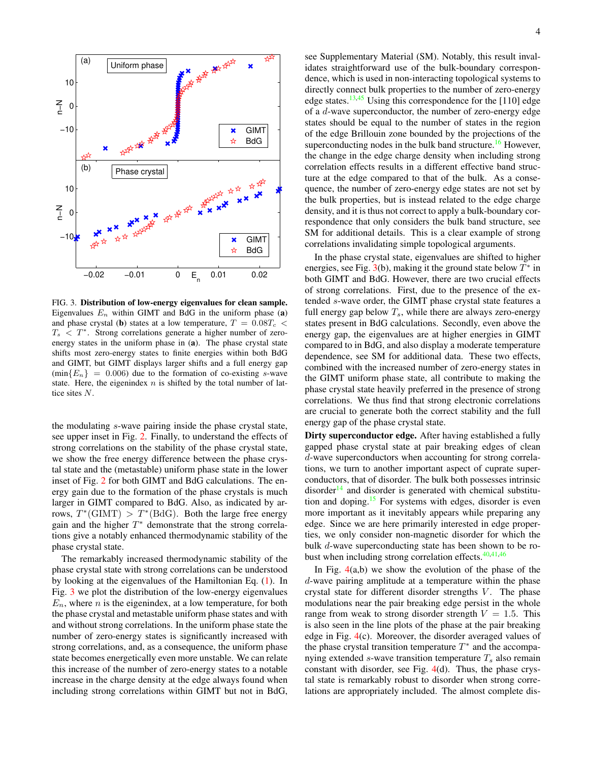FIG. 3. **Distribution of low-energy eigenvalues for clean sample.** Eigenvalues $E_n$ within GIMT and BdG in the uniform phase (**a**) and phase crystal (**b**) states at a low temperature, $T = 0.08T_c < T_s < T^*$. Strong correlations generate a higher number of zero-energy states in the uniform phase in (**a**). The phase crystal state shifts most zero-energy states to finite energies within both BdG and GIMT, but GIMT displays larger shifts and a full energy gap ($\min\{E_n\} = 0.006$) due to the formation of co-existing $s$-wave state. Here, the eigenindex $n$ is shifted by the total number of lattice sites $N$.

the modulating $s$-wave pairing inside the phase crystal state, see upper inset in Fig. 2. Finally, to understand the effects of strong correlations on the stability of the phase crystal state, we show the free energy difference between the phase crystal state and the (metastable) uniform phase state in the lower inset of Fig. 2 for both GIMT and BdG calculations. The energy gain due to the formation of the phase crystals is much larger in GIMT compared to BdG. Also, as indicated by arrows, $T^*(\text{GIMT}) > T^*(\text{BdG})$. Both the large free energy gain and the higher $T^*$ demonstrate that the strong correlations give a notably enhanced thermodynamic stability of the phase crystal state.

The remarkably increased thermodynamic stability of the phase crystal state with strong correlations can be understood by looking at the eigenvalues of the Hamiltonian Eq. (1). In Fig. 3 we plot the distribution of the low-energy eigenvalues $E_n$, where $n$ is the eigenindex, at a low temperature, for both the phase crystal and metastable uniform phase states and with and without strong correlations. In the uniform phase state the number of zero-energy states is significantly increased with strong correlations, and, as a consequence, the uniform phase state becomes energetically even more unstable. We can relate this increase of the number of zero-energy states to a notable increase in the charge density at the edge always found when including strong correlations within GIMT but not in BdG, see Supplementary Material (SM). Notably, this result invalidates straightforward use of the bulk-boundary correspondence, which is used in non-interacting topological systems to directly connect bulk properties to the number of zero-energy edge states.[13,45] Using this correspondence for the [110] edge of a $d$-wave superconductor, the number of zero-energy edge states should be equal to the number of states in the region of the edge Brillouin zone bounded by the projections of the superconducting nodes in the bulk band structure.[16] However, the change in the edge charge density when including strong correlation effects results in a different effective band structure at the edge compared to that of the bulk. As a consequence, the number of zero-energy edge states are not set by the bulk properties, but is instead related to the edge charge density, and it is thus not correct to apply a bulk-boundary correspondence that only considers the bulk band structure, see SM for additional details. This is a clear example of strong correlations invalidating simple topological arguments.

In the phase crystal state, eigenvalues are shifted to higher energies, see Fig. 3(b), making it the ground state below $T^*$ in both GIMT and BdG. However, there are two crucial effects of strong correlations. First, due to the presence of the extended $s$-wave order, the GIMT phase crystal state features a full energy gap below $T_s$, while there are always zero-energy states present in BdG calculations. Secondly, even above the energy gap, the eigenvalues are at higher energies in GIMT compared to in BdG, and also display a moderate temperature dependence, see SM for additional data. These two effects, combined with the increased number of zero-energy states in the GIMT uniform phase state, all contribute to making the phase crystal state heavily preferred in the presence of strong correlations. We thus find that strong electronic correlations are crucial to generate both the correct stability and the full energy gap of the phase crystal state.

**Dirty superconductor edge.** After having established a fully gapped phase crystal state at pair breaking edges of clean $d$-wave superconductors when accounting for strong correlations, we turn to another important aspect of cuprate superconductors, that of disorder. The bulk both possesses intrinsic disorder[14] and disorder is generated with chemical substitution and doping.[15] For systems with edges, disorder is even more important as it inevitably appears while preparing any edge. Since we are here primarily interested in edge properties, we only consider non-magnetic disorder for which the bulk $d$-wave superconducting state has been shown to be robust when including strong correlation effects.[40,41,46]

In Fig. 4(a,b) we show the evolution of the phase of the $d$-wave pairing amplitude at a temperature within the phase crystal state for different disorder strengths $V$. The phase modulations near the pair breaking edge persist in the whole range from weak to strong disorder strength $V = 1.5$. This is also seen in the line plots of the phase at the pair breaking edge in Fig. 4(c). Moreover, the disorder averaged values of the phase crystal transition temperature $T^*$ and the accompanying extended $s$-wave transition temperature $T_s$ also remain constant with disorder, see Fig. 4(d). Thus, the phase crystal state is remarkably robust to disorder when strong correlations are appropriately included. The almost complete dis-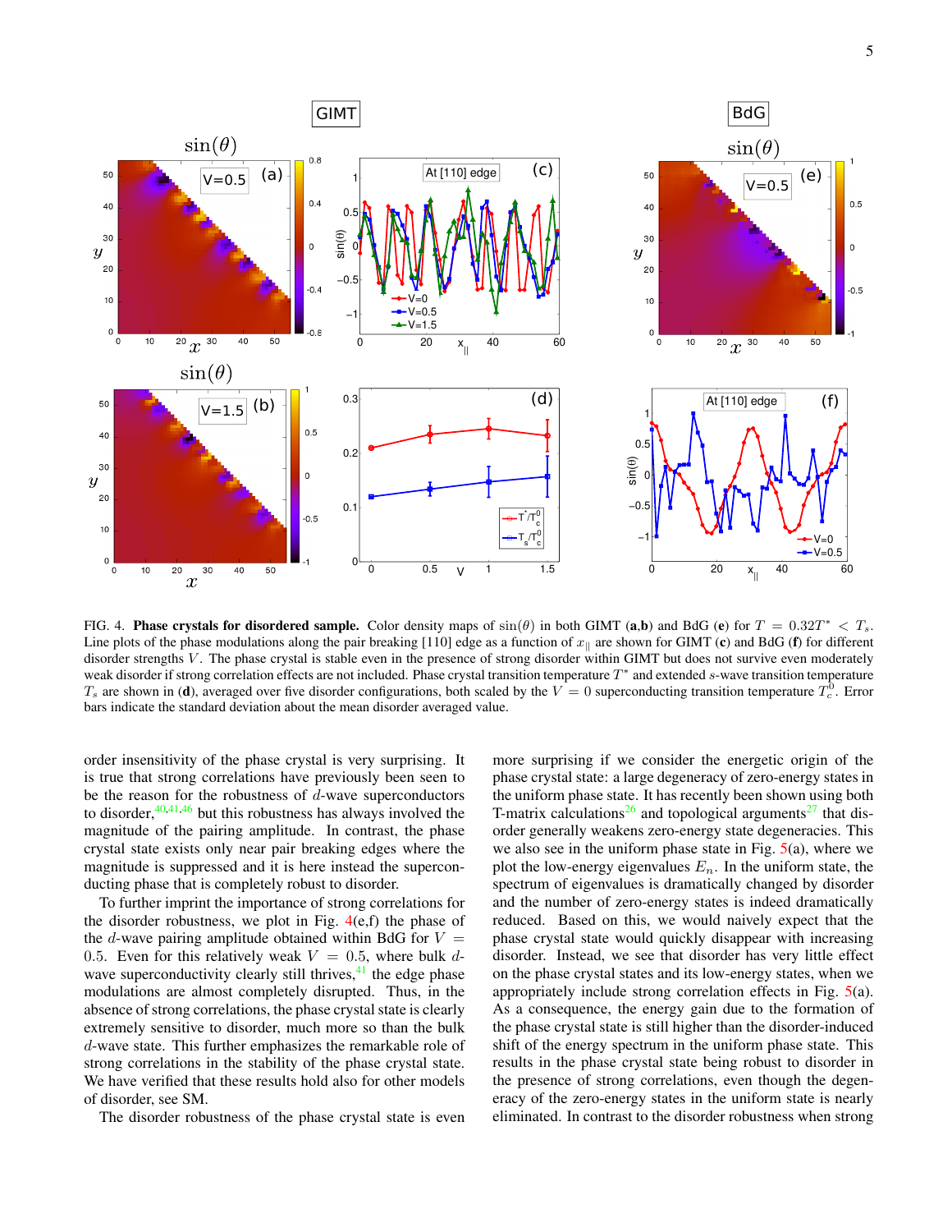FIG. 4. **Phase crystals for disordered sample.** Color density maps of $\sin(\theta)$ in both GIMT (**a**,**b**) and BdG (**e**) for $T = 0.32T^* < T_s$. Line plots of the phase modulations along the pair breaking [110] edge as a function of $x_\parallel$ are shown for GIMT (**c**) and BdG (**f**) for different disorder strengths $V$. The phase crystal is stable even in the presence of strong disorder within GIMT but does not survive even moderately weak disorder if strong correlation effects are not included. Phase crystal transition temperature $T^*$ and extended $s$-wave transition temperature $T_s$ are shown in (**d**), averaged over five disorder configurations, both scaled by the $V = 0$ superconducting transition temperature $T_c^0$. Error bars indicate the standard deviation about the mean disorder averaged value.

order insensitivity of the phase crystal is very surprising. It is true that strong correlations have previously been seen to be the reason for the robustness of $d$-wave superconductors to disorder,[40,41,46] but this robustness has always involved the magnitude of the pairing amplitude. In contrast, the phase crystal state exists only near pair breaking edges where the magnitude is suppressed and it is here instead the superconducting phase that is completely robust to disorder.

To further imprint the importance of strong correlations for the disorder robustness, we plot in Fig. 4(e,f) the phase of the $d$-wave pairing amplitude obtained within BdG for $V = 0.5$. Even for this relatively weak $V = 0.5$, where bulk $d$-wave superconductivity clearly still thrives,[41] the edge phase modulations are almost completely disrupted. Thus, in the absence of strong correlations, the phase crystal state is clearly extremely sensitive to disorder, much more so than the bulk $d$-wave state. This further emphasizes the remarkable role of strong correlations in the stability of the phase crystal state. We have verified that these results hold also for other models of disorder, see SM.

The disorder robustness of the phase crystal state is even more surprising if we consider the energetic origin of the phase crystal state: a large degeneracy of zero-energy states in the uniform phase state. It has recently been shown using both T-matrix calculations[26] and topological arguments[27] that disorder generally weakens zero-energy state degeneracies. This we also see in the uniform phase state in Fig. 5(a), where we plot the low-energy eigenvalues $E_n$. In the uniform state, the spectrum of eigenvalues is dramatically changed by disorder and the number of zero-energy states is indeed dramatically reduced. Based on this, we would naively expect that the phase crystal state would quickly disappear with increasing disorder. Instead, we see that disorder has very little effect on the phase crystal states and its low-energy states, when we appropriately include strong correlation effects in Fig. 5(a). As a consequence, the energy gain due to the formation of the phase crystal state is still higher than the disorder-induced shift of the energy spectrum in the uniform phase state. This results in the phase crystal state being robust to disorder in the presence of strong correlations, even though the degeneracy of the zero-energy states in the uniform state is nearly eliminated. In contrast to the disorder robustness when strong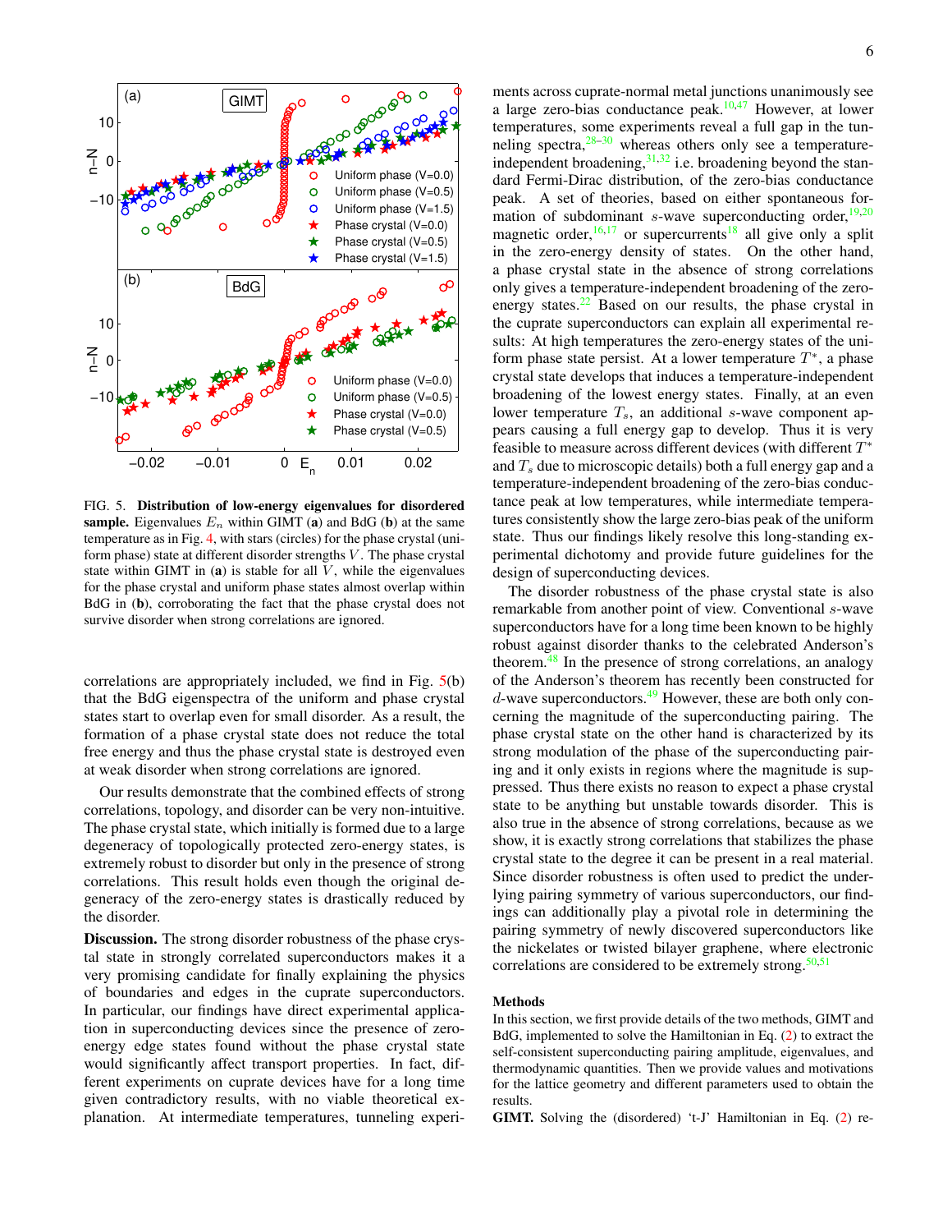FIG. 5. **Distribution of low-energy eigenvalues for disordered sample.** Eigenvalues $E_n$ within GIMT (**a**) and BdG (**b**) at the same temperature as in Fig. 4, with stars (circles) for the phase crystal (uniform phase) state at different disorder strengths $V$. The phase crystal state within GIMT in (**a**) is stable for all $V$, while the eigenvalues for the phase crystal and uniform phase states almost overlap within BdG in (**b**), corroborating the fact that the phase crystal does not survive disorder when strong correlations are ignored.

correlations are appropriately included, we find in Fig. 5(b) that the BdG eigenspectra of the uniform and phase crystal states start to overlap even for small disorder. As a result, the formation of a phase crystal state does not reduce the total free energy and thus the phase crystal state is destroyed even at weak disorder when strong correlations are ignored.

Our results demonstrate that the combined effects of strong correlations, topology, and disorder can be very non-intuitive. The phase crystal state, which initially is formed due to a large degeneracy of topologically protected zero-energy states, is extremely robust to disorder but only in the presence of strong correlations. This result holds even though the original degeneracy of the zero-energy states is drastically reduced by the disorder.

**Discussion.** The strong disorder robustness of the phase crystal state in strongly correlated superconductors makes it a very promising candidate for finally explaining the physics of boundaries and edges in the cuprate superconductors. In particular, our findings have direct experimental application in superconducting devices since the presence of zero-energy edge states found without the phase crystal state would significantly affect transport properties. In fact, different experiments on cuprate devices have for a long time given contradictory results, with no viable theoretical explanation. At intermediate temperatures, tunneling experiments across cuprate-normal metal junctions unanimously see a large zero-bias conductance peak.[10,47] However, at lower temperatures, some experiments reveal a full gap in the tunneling spectra,[28–30] whereas others only see a temperature-independent broadening,[31,32] i.e. broadening beyond the standard Fermi-Dirac distribution, of the zero-bias conductance peak. A set of theories, based on either spontaneous formation of subdominant $s$-wave superconducting order,[19,20] magnetic order,[16,17] or supercurrents[18] all give only a split in the zero-energy density of states. On the other hand, a phase crystal state in the absence of strong correlations only gives a temperature-independent broadening of the zero-energy states.[22] Based on our results, the phase crystal in the cuprate superconductors can explain all experimental results: At high temperatures the zero-energy states of the uniform phase state persist. At a lower temperature $T^*$, a phase crystal state develops that induces a temperature-independent broadening of the lowest energy states. Finally, at an even lower temperature $T_s$, an additional $s$-wave component appears causing a full energy gap to develop. Thus it is very feasible to measure across different devices (with different $T^*$ and $T_s$ due to microscopic details) both a full energy gap and a temperature-independent broadening of the zero-bias conductance peak at low temperatures, while intermediate temperatures consistently show the large zero-bias peak of the uniform state. Thus our findings likely resolve this long-standing experimental dichotomy and provide future guidelines for the design of superconducting devices.

The disorder robustness of the phase crystal state is also remarkable from another point of view. Conventional $s$-wave superconductors have for a long time been known to be highly robust against disorder thanks to the celebrated Anderson's theorem.[48] In the presence of strong correlations, an analogy of the Anderson's theorem has recently been constructed for $d$-wave superconductors.[49] However, these are both only concerning the magnitude of the superconducting pairing. The phase crystal state on the other hand is characterized by its strong modulation of the phase of the superconducting pairing and it only exists in regions where the magnitude is suppressed. Thus there exists no reason to expect a phase crystal state to be anything but unstable towards disorder. This is also true in the absence of strong correlations, because as we show, it is exactly strong correlations that stabilizes the phase crystal state to the degree it can be present in a real material. Since disorder robustness is often used to predict the underlying pairing symmetry of various superconductors, our findings can additionally play a pivotal role in determining the pairing symmetry of newly discovered superconductors like the nickelates or twisted bilayer graphene, where electronic correlations are considered to be extremely strong.[50,51]

## Methods

In this section, we first provide details of the two methods, GIMT and BdG, implemented to solve the Hamiltonian in Eq. (2) to extract the self-consistent superconducting pairing amplitude, eigenvalues, and thermodynamic quantities. Then we provide values and motivations for the lattice geometry and different parameters used to obtain the results.

**GIMT.** Solving the (disordered) 't-J' Hamiltonian in Eq. (2) re-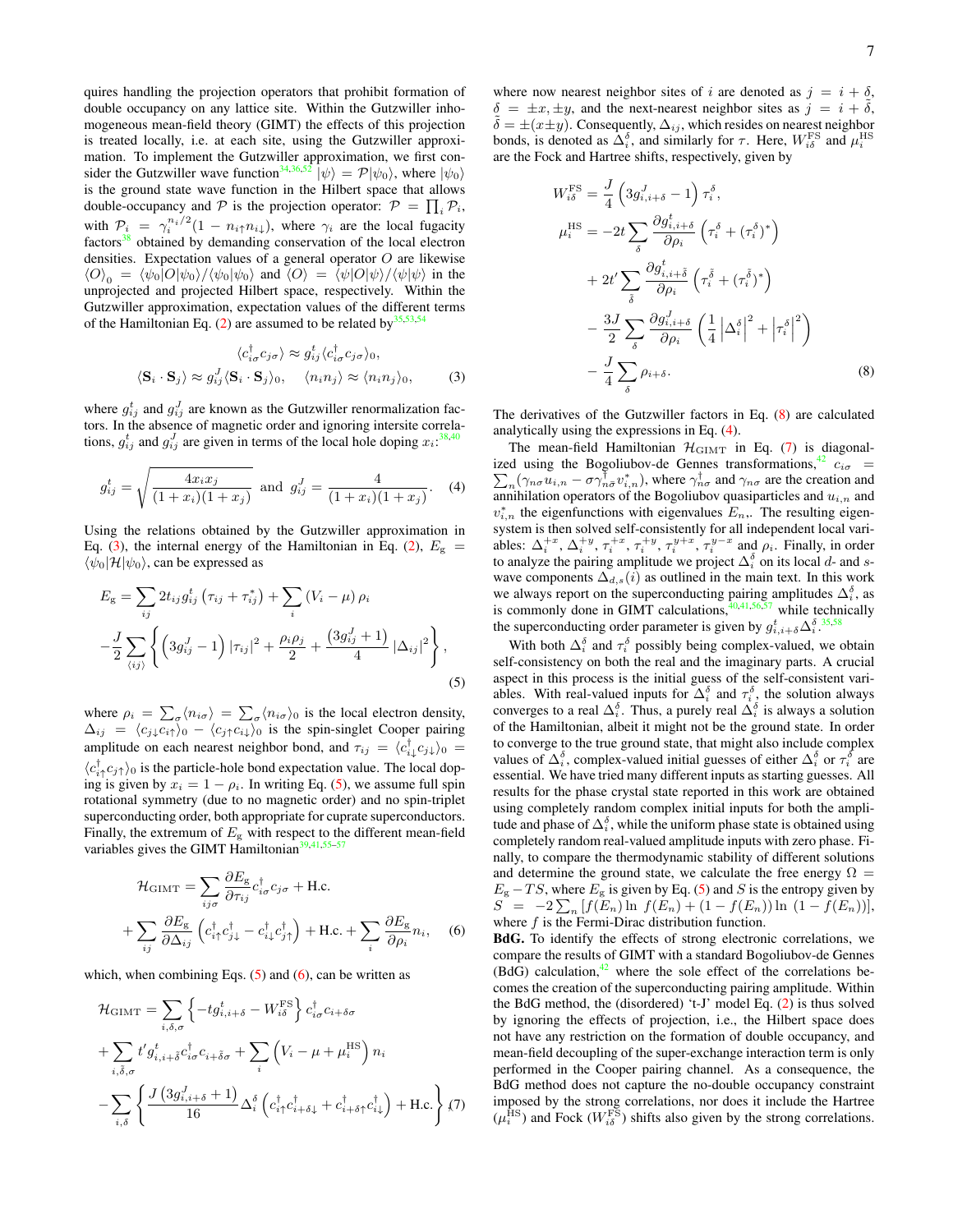quires handling the projection operators that prohibit formation of double occupancy on any lattice site. Within the Gutzwiller inhomogeneous mean-field theory (GIMT) the effects of this projection is treated locally, i.e. at each site, using the Gutzwiller approximation. To implement the Gutzwiller approximation, we first consider the Gutzwiller wave function[34,36,52] $|\psi\rangle = \mathcal{P}|\psi_0\rangle$, where $|\psi_0\rangle$ is the ground state wave function in the Hilbert space that allows double-occupancy and $\mathcal{P}$ is the projection operator: $\mathcal{P} = \prod_i \mathcal{P}_i$, with $\mathcal{P}_i = \gamma_i^{n_i/2}(1 - n_{i\uparrow}n_{i\downarrow})$, where $\gamma_i$ are the local fugacity factors[38] obtained by demanding conservation of the local electron densities. Expectation values of a general operator $O$ are likewise $\langle O\rangle_0 = \langle\psi_0|O|\psi_0\rangle/\langle\psi_0|\psi_0\rangle$ and $\langle O\rangle = \langle\psi|O|\psi\rangle/\langle\psi|\psi\rangle$ in the unprojected and projected Hilbert space, respectively. Within the Gutzwiller approximation, expectation values of the different terms of the Hamiltonian Eq. (2) are assumed to be related by[35,53,54]

$$\langle c^\dagger_{i\sigma}c_{j\sigma}\rangle \approx g^t_{ij}\langle c^\dagger_{i\sigma}c_{j\sigma}\rangle_0,$$
$$\langle \mathbf{S}_i\cdot\mathbf{S}_j\rangle \approx g^J_{ij}\langle \mathbf{S}_i\cdot\mathbf{S}_j\rangle_0, \quad \langle n_i n_j\rangle \approx \langle n_i n_j\rangle_0, \tag{3}$$

where $g^t_{ij}$ and $g^J_{ij}$ are known as the Gutzwiller renormalization factors. In the absence of magnetic order and ignoring intersite correlations, $g^t_{ij}$ and $g^J_{ij}$ are given in terms of the local hole doping $x_i$:[38,40]

$$g^t_{ij} = \sqrt{\frac{4x_i x_j}{(1+x_i)(1+x_j)}} \text{ and } g^J_{ij} = \frac{4}{(1+x_i)(1+x_j)}. \tag{4}$$

Using the relations obtained by the Gutzwiller approximation in Eq. (3), the internal energy of the Hamiltonian in Eq. (2), $E_\text{g} = \langle\psi_0|\mathcal{H}|\psi_0\rangle$, can be expressed as

$$\begin{aligned}E_\text{g} &= \sum_{ij} 2t_{ij}g^t_{ij}\left(\tau_{ij}+\tau^*_{ij}\right) + \sum_i \left(V_i - \mu\right)\rho_i \\ &-\frac{J}{2}\sum_{\langle ij\rangle}\left\{\left(3g^J_{ij}-1\right)|\tau_{ij}|^2 + \frac{\rho_i\rho_j}{2} + \frac{\left(3g^J_{ij}+1\right)}{4}|\Delta_{ij}|^2\right\},\end{aligned} \tag{5}$$

where $\rho_i = \sum_\sigma\langle n_{i\sigma}\rangle = \sum_\sigma\langle n_{i\sigma}\rangle_0$ is the local electron density, $\Delta_{ij} = \langle c_{j\downarrow}c_{i\uparrow}\rangle_0 - \langle c_{j\uparrow}c_{i\downarrow}\rangle_0$ is the spin-singlet Cooper pairing amplitude on each nearest neighbor bond, and $\tau_{ij} = \langle c^\dagger_{i\downarrow}c_{j\downarrow}\rangle_0 = \langle c^\dagger_{i\uparrow}c_{j\uparrow}\rangle_0$ is the particle-hole bond expectation value. The local doping is given by $x_i = 1-\rho_i$. In writing Eq. (5), we assume full spin rotational symmetry (due to no magnetic order) and no spin-triplet superconducting order, both appropriate for cuprate superconductors. Finally, the extremum of $E_\text{g}$ with respect to the different mean-field variables gives the GIMT Hamiltonian[39,41,55–57]

$$\begin{aligned}\mathcal{H}_\text{GIMT} &= \sum_{ij\sigma}\frac{\partial E_\text{g}}{\partial\tau_{ij}}c^\dagger_{i\sigma}c_{j\sigma} + \text{H.c.} \\ &+ \sum_{ij}\frac{\partial E_\text{g}}{\partial\Delta_{ij}}\left(c^\dagger_{i\uparrow}c^\dagger_{j\downarrow} - c^\dagger_{i\downarrow}c^\dagger_{j\uparrow}\right) + \text{H.c.} + \sum_i\frac{\partial E_\text{g}}{\partial\rho_i}n_i,\end{aligned} \tag{6}$$

which, when combining Eqs. (5) and (6), can be written as

$$\begin{aligned}\mathcal{H}_\text{GIMT} &= \sum_{i,\delta,\sigma}\left\{-tg^t_{i,i+\delta} - W^\text{FS}_{i\delta}\right\}c^\dagger_{i\sigma}c_{i+\delta\sigma} \\ &+ \sum_{i,\tilde\delta,\sigma}t'g^t_{i,i+\tilde\delta}c^\dagger_{i\sigma}c_{i+\tilde\delta\sigma} + \sum_i\left(V_i - \mu + \mu^\text{HS}_i\right)n_i \\ &- \sum_{i,\delta}\left\{\frac{J\left(3g^J_{i,i+\delta}+1\right)}{16}\Delta^\delta_i\left(c^\dagger_{i\uparrow}c^\dagger_{i+\delta\downarrow} + c^\dagger_{i+\delta\uparrow}c^\dagger_{i\downarrow}\right) + \text{H.c.}\right\}\end{aligned} \tag{7}$$

where now nearest neighbor sites of $i$ are denoted as $j = i+\delta$, $\delta = \pm x, \pm y$, and the next-nearest neighbor sites as $j = i+\tilde\delta$, $\tilde\delta = \pm(x\pm y)$. Consequently, $\Delta_{ij}$, which resides on nearest neighbor bonds, is denoted as $\Delta^\delta_i$, and similarly for $\tau$. Here, $W^\text{FS}_{i\delta}$ and $\mu^\text{HS}_i$ are the Fock and Hartree shifts, respectively, given by

$$\begin{aligned}W^\text{FS}_{i\delta} &= \frac{J}{4}\left(3g^J_{i,i+\delta}-1\right)\tau^\delta_i, \\ \mu^\text{HS}_i &= -2t\sum_\delta\frac{\partial g^t_{i,i+\delta}}{\partial\rho_i}\left(\tau^\delta_i + (\tau^\delta_i)^*\right) \\ &+ 2t'\sum_{\tilde\delta}\frac{\partial g^t_{i,i+\tilde\delta}}{\partial\rho_i}\left(\tau^{\tilde\delta}_i + (\tau^{\tilde\delta}_i)^*\right) \\ &- \frac{3J}{2}\sum_\delta\frac{\partial g^J_{i,i+\delta}}{\partial\rho_i}\left(\frac{1}{4}\left|\Delta^\delta_i\right|^2 + \left|\tau^\delta_i\right|^2\right) \\ &- \frac{J}{4}\sum_\delta\rho_{i+\delta}.\end{aligned} \tag{8}$$

The derivatives of the Gutzwiller factors in Eq. (8) are calculated analytically using the expressions in Eq. (4).

The mean-field Hamiltonian $\mathcal{H}_\text{GIMT}$ in Eq. (7) is diagonalized using the Bogoliubov-de Gennes transformations,[42] $c_{i\sigma} = \sum_n(\gamma_{n\sigma}u_{i,n} - \sigma\gamma^\dagger_{n\bar\sigma}v^*_{i,n})$, where $\gamma^\dagger_{n\sigma}$ and $\gamma_{n\sigma}$ are the creation and annihilation operators of the Bogoliubov quasiparticles and $u_{i,n}$ and $v^*_{i,n}$ the eigenfunctions with eigenvalues $E_n$,. The resulting eigensystem is then solved self-consistently for all independent local variables: $\Delta^{+x}_i$, $\Delta^{+y}_i$, $\tau^{+x}_i$, $\tau^{+y}_i$, $\tau^{y+x}_i$, $\tau^{y-x}_i$ and $\rho_i$. Finally, in order to analyze the pairing amplitude we project $\Delta^\delta_i$ on its local $d$- and $s$-wave components $\Delta_{d,s}(i)$ as outlined in the main text. In this work we always report on the superconducting pairing amplitudes $\Delta^\delta_i$, as is commonly done in GIMT calculations,[40,41,56,57] while technically the superconducting order parameter is given by $g^t_{i,i+\delta}\Delta^\delta_i$.[35,58]

With both $\Delta^\delta_i$ and $\tau^\delta_i$ possibly being complex-valued, we obtain self-consistency on both the real and the imaginary parts. A crucial aspect in this process is the initial guess of the self-consistent variables. With real-valued inputs for $\Delta^\delta_i$ and $\tau^\delta_i$, the solution always converges to a real $\Delta^\delta_i$. Thus, a purely real $\Delta^\delta_i$ is always a solution of the Hamiltonian, albeit it might not be the ground state. In order to converge to the true ground state, that might also include complex values of $\Delta^\delta_i$, complex-valued initial guesses of either $\Delta^\delta_i$ or $\tau^\delta_i$ are essential. We have tried many different inputs as starting guesses. All results for the phase crystal state reported in this work are obtained using completely random complex initial inputs for both the amplitude and phase of $\Delta^\delta_i$, while the uniform phase state is obtained using completely random real-valued amplitude inputs with zero phase. Finally, to compare the thermodynamic stability of different solutions and determine the ground state, we calculate the free energy $\Omega = E_\text{g} - TS$, where $E_\text{g}$ is given by Eq. (5) and $S$ is the entropy given by $S = -2\sum_n[f(E_n)\ln f(E_n) + (1-f(E_n))\ln(1-f(E_n))]$, where $f$ is the Fermi-Dirac distribution function.

**BdG.** To identify the effects of strong electronic correlations, we compare the results of GIMT with a standard Bogoliubov-de Gennes (BdG) calculation,[42] where the sole effect of the correlations becomes the creation of the superconducting pairing amplitude. Within the BdG method, the (disordered) 't-J' model Eq. (2) is thus solved by ignoring the effects of projection, i.e., the Hilbert space does not have any restriction on the formation of double occupancy, and mean-field decoupling of the super-exchange interaction term is only performed in the Cooper pairing channel. As a consequence, the BdG method does not capture the no-double occupancy constraint imposed by the strong correlations, nor does it include the Hartree ($\mu^\text{HS}_i$) and Fock ($W^\text{FS}_{i\delta}$) shifts also given by the strong correlations.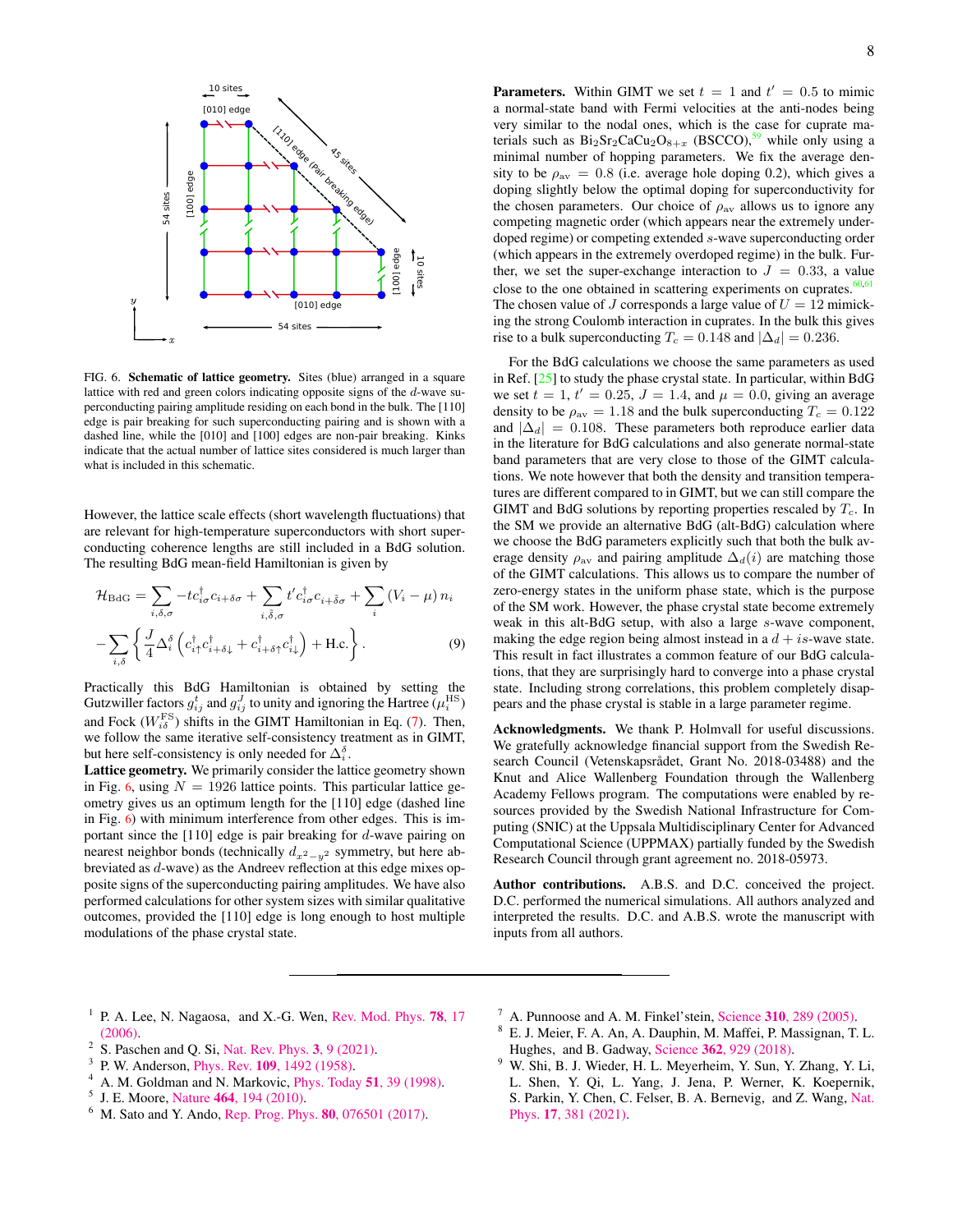FIG. 6. **Schematic of lattice geometry.** Sites (blue) arranged in a square lattice with red and green colors indicating opposite signs of the $d$-wave superconducting pairing amplitude residing on each bond in the bulk. The [110] edge is pair breaking for such superconducting pairing and is shown with a dashed line, while the [010] and [100] edges are non-pair breaking. Kinks indicate that the actual number of lattice sites considered is much larger than what is included in this schematic.

However, the lattice scale effects (short wavelength fluctuations) that are relevant for high-temperature superconductors with short superconducting coherence lengths are still included in a BdG solution. The resulting BdG mean-field Hamiltonian is given by

$$\mathcal{H}_{\rm BdG} = \sum_{i,\delta,\sigma} -t c^{\dagger}_{i\sigma} c_{i+\delta\sigma} + \sum_{i,\tilde{\delta},\sigma} t' c^{\dagger}_{i\sigma} c_{i+\tilde{\delta}\sigma} + \sum_{i} (V_i - \mu)\, n_i - \sum_{i,\delta} \left\{ \frac{J}{4} \Delta^{\delta}_{i} \left( c^{\dagger}_{i\uparrow} c^{\dagger}_{i+\delta\downarrow} + c^{\dagger}_{i+\delta\uparrow} c^{\dagger}_{i\downarrow} \right) + \text{H.c.} \right\}. \tag{9}$$

Practically this BdG Hamiltonian is obtained by setting the Gutzwiller factors $g^{t}_{ij}$ and $g^{J}_{ij}$ to unity and ignoring the Hartree ($\mu^{\rm HS}_{i}$) and Fock ($W^{\rm FS}_{i\delta}$) shifts in the GIMT Hamiltonian in Eq. (7). Then, we follow the same iterative self-consistency treatment as in GIMT, but here self-consistency is only needed for $\Delta^{\delta}_{i}$.

**Lattice geometry.** We primarily consider the lattice geometry shown in Fig. 6, using $N = 1926$ lattice points. This particular lattice geometry gives us an optimum length for the [110] edge (dashed line in Fig. 6) with minimum interference from other edges. This is important since the [110] edge is pair breaking for $d$-wave pairing on nearest neighbor bonds (technically $d_{x^2-y^2}$ symmetry, but here abbreviated as $d$-wave) as the Andreev reflection at this edge mixes opposite signs of the superconducting pairing amplitudes. We have also performed calculations for other system sizes with similar qualitative outcomes, provided the [110] edge is long enough to host multiple modulations of the phase crystal state.

**Parameters.** Within GIMT we set $t = 1$ and $t' = 0.5$ to mimic a normal-state band with Fermi velocities at the anti-nodes being very similar to the nodal ones, which is the case for cuprate materials such as $\mathrm{Bi_2Sr_2CaCu_2O_{8+x}}$ (BSCCO),[59] while only using a minimal number of hopping parameters. We fix the average density to be $\rho_{\rm av} = 0.8$ (i.e. average hole doping 0.2), which gives a doping slightly below the optimal doping for superconductivity for the chosen parameters. Our choice of $\rho_{\rm av}$ allows us to ignore any competing magnetic order (which appears near the extremely underdoped regime) or competing extended $s$-wave superconducting order (which appears in the extremely overdoped regime) in the bulk. Further, we set the super-exchange interaction to $J = 0.33$, a value close to the one obtained in scattering experiments on cuprates.[60,61] The chosen value of $J$ corresponds a large value of $U = 12$ mimicking the strong Coulomb interaction in cuprates. In the bulk this gives rise to a bulk superconducting $T_c = 0.148$ and $|\Delta_d| = 0.236$.

For the BdG calculations we choose the same parameters as used in Ref. [25] to study the phase crystal state. In particular, within BdG we set $t = 1$, $t' = 0.25$, $J = 1.4$, and $\mu = 0.0$, giving an average density to be $\rho_{\rm av} = 1.18$ and the bulk superconducting $T_c = 0.122$ and $|\Delta_d| = 0.108$. These parameters both reproduce earlier data in the literature for BdG calculations and also generate normal-state band parameters that are very close to those of the GIMT calculations. We note however that both the density and transition temperatures are different compared to in GIMT, but we can still compare the GIMT and BdG solutions by reporting properties rescaled by $T_c$. In the SM we provide an alternative BdG (alt-BdG) calculation where we choose the BdG parameters explicitly such that both the bulk average density $\rho_{\rm av}$ and pairing amplitude $\Delta_d(i)$ are matching those of the GIMT calculations. This allows us to compare the number of zero-energy states in the uniform phase state, which is the purpose of the SM work. However, the phase crystal state become extremely weak in this alt-BdG setup, with also a large $s$-wave component, making the edge region being almost instead in a $d + is$-wave state. This result in fact illustrates a common feature of our BdG calculations, that they are surprisingly hard to converge into a phase crystal state. Including strong correlations, this problem completely disappears and the phase crystal is stable in a large parameter regime.

**Acknowledgments.** We thank P. Holmvall for useful discussions. We gratefully acknowledge financial support from the Swedish Research Council (Vetenskapsrådet, Grant No. 2018-03488) and the Knut and Alice Wallenberg Foundation through the Wallenberg Academy Fellows program. The computations were enabled by resources provided by the Swedish National Infrastructure for Computing (SNIC) at the Uppsala Multidisciplinary Center for Advanced Computational Science (UPPMAX) partially funded by the Swedish Research Council through grant agreement no. 2018-05973.

**Author contributions.** A.B.S. and D.C. conceived the project. D.C. performed the numerical simulations. All authors analyzed and interpreted the results. D.C. and A.B.S. wrote the manuscript with inputs from all authors.

---

1. P. A. Lee, N. Nagaosa, and X.-G. Wen, Rev. Mod. Phys. **78**, 17 (2006).
2. S. Paschen and Q. Si, Nat. Rev. Phys. **3**, 9 (2021).
3. P. W. Anderson, Phys. Rev. **109**, 1492 (1958).
4. A. M. Goldman and N. Markovic, Phys. Today **51**, 39 (1998).
5. J. E. Moore, Nature **464**, 194 (2010).
6. M. Sato and Y. Ando, Rep. Prog. Phys. **80**, 076501 (2017).
7. A. Punnoose and A. M. Finkel'stein, Science **310**, 289 (2005).
8. E. J. Meier, F. A. An, A. Dauphin, M. Maffei, P. Massignan, T. L. Hughes, and B. Gadway, Science **362**, 929 (2018).
9. W. Shi, B. J. Wieder, H. L. Meyerheim, Y. Sun, Y. Zhang, Y. Li, L. Shen, Y. Qi, L. Yang, J. Jena, P. Werner, K. Koepernik, S. Parkin, Y. Chen, C. Felser, B. A. Bernevig, and Z. Wang, Nat. Phys. **17**, 381 (2021).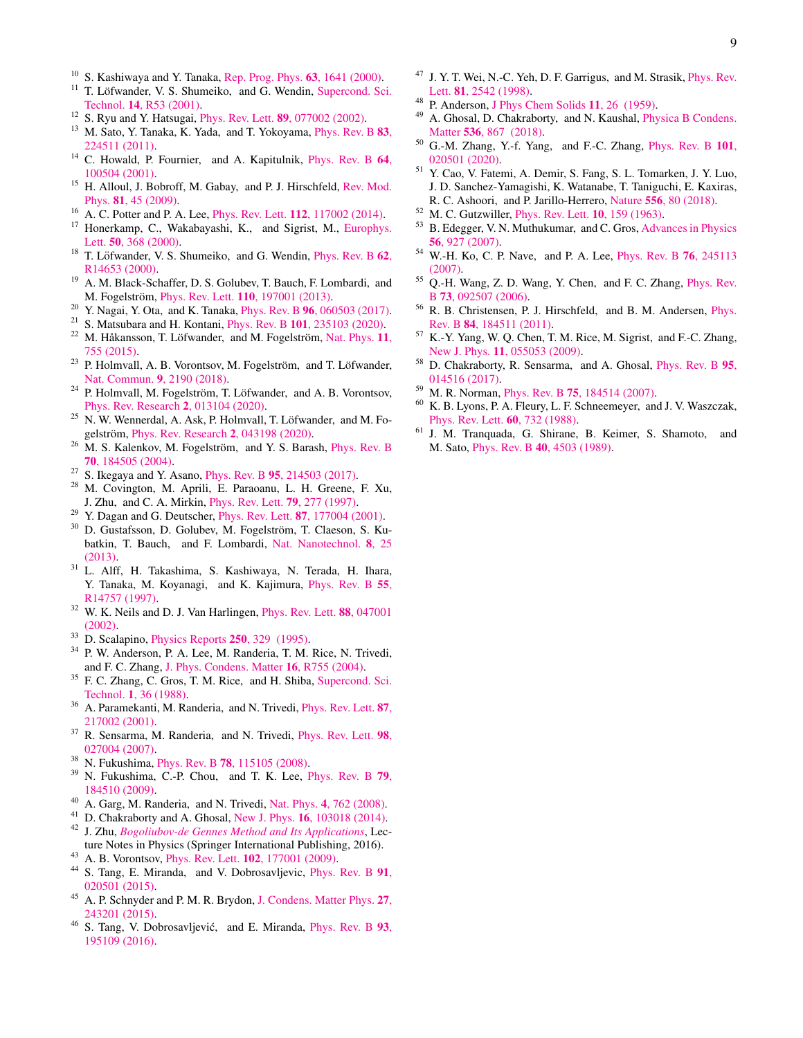[10] S. Kashiwaya and Y. Tanaka, Rep. Prog. Phys. **63**, 1641 (2000).

[11] T. Löfwander, V. S. Shumeiko, and G. Wendin, Supercond. Sci. Technol. **14**, R53 (2001).

[12] S. Ryu and Y. Hatsugai, Phys. Rev. Lett. **89**, 077002 (2002).

[13] M. Sato, Y. Tanaka, K. Yada, and T. Yokoyama, Phys. Rev. B **83**, 224511 (2011).

[14] C. Howald, P. Fournier, and A. Kapitulnik, Phys. Rev. B **64**, 100504 (2001).

[15] H. Alloul, J. Bobroff, M. Gabay, and P. J. Hirschfeld, Rev. Mod. Phys. **81**, 45 (2009).

[16] A. C. Potter and P. A. Lee, Phys. Rev. Lett. **112**, 117002 (2014).

[17] Honerkamp, C., Wakabayashi, K., and Sigrist, M., Europhys. Lett. **50**, 368 (2000).

[18] T. Löfwander, V. S. Shumeiko, and G. Wendin, Phys. Rev. B **62**, R14653 (2000).

[19] A. M. Black-Schaffer, D. S. Golubev, T. Bauch, F. Lombardi, and M. Fogelström, Phys. Rev. Lett. **110**, 197001 (2013).

[20] Y. Nagai, Y. Ota, and K. Tanaka, Phys. Rev. B **96**, 060503 (2017).

[21] S. Matsubara and H. Kontani, Phys. Rev. B **101**, 235103 (2020).

[22] M. Håkansson, T. Löfwander, and M. Fogelström, Nat. Phys. **11**, 755 (2015).

[23] P. Holmvall, A. B. Vorontsov, M. Fogelström, and T. Löfwander, Nat. Commun. **9**, 2190 (2018).

[24] P. Holmvall, M. Fogelström, T. Löfwander, and A. B. Vorontsov, Phys. Rev. Research **2**, 013104 (2020).

[25] N. W. Wennerdal, A. Ask, P. Holmvall, T. Löfwander, and M. Fogelström, Phys. Rev. Research **2**, 043198 (2020).

[26] M. S. Kalenkov, M. Fogelström, and Y. S. Barash, Phys. Rev. B **70**, 184505 (2004).

[27] S. Ikegaya and Y. Asano, Phys. Rev. B **95**, 214503 (2017).

[28] M. Covington, M. Aprili, E. Paraoanu, L. H. Greene, F. Xu, J. Zhu, and C. A. Mirkin, Phys. Rev. Lett. **79**, 277 (1997).

[29] Y. Dagan and G. Deutscher, Phys. Rev. Lett. **87**, 177004 (2001).

[30] D. Gustafsson, D. Golubev, M. Fogelström, T. Claeson, S. Kubatkin, T. Bauch, and F. Lombardi, Nat. Nanotechnol. **8**, 25 (2013).

[31] L. Alff, H. Takashima, S. Kashiwaya, N. Terada, H. Ihara, Y. Tanaka, M. Koyanagi, and K. Kajimura, Phys. Rev. B **55**, R14757 (1997).

[32] W. K. Neils and D. J. Van Harlingen, Phys. Rev. Lett. **88**, 047001 (2002).

[33] D. Scalapino, Physics Reports **250**, 329 (1995).

[34] P. W. Anderson, P. A. Lee, M. Randeria, T. M. Rice, N. Trivedi, and F. C. Zhang, J. Phys. Condens. Matter **16**, R755 (2004).

[35] F. C. Zhang, C. Gros, T. M. Rice, and H. Shiba, Supercond. Sci. Technol. **1**, 36 (1988).

[36] A. Paramekanti, M. Randeria, and N. Trivedi, Phys. Rev. Lett. **87**, 217002 (2001).

[37] R. Sensarma, M. Randeria, and N. Trivedi, Phys. Rev. Lett. **98**, 027004 (2007).

[38] N. Fukushima, Phys. Rev. B **78**, 115105 (2008).

[39] N. Fukushima, C.-P. Chou, and T. K. Lee, Phys. Rev. B **79**, 184510 (2009).

[40] A. Garg, M. Randeria, and N. Trivedi, Nat. Phys. **4**, 762 (2008).

[41] D. Chakraborty and A. Ghosal, New J. Phys. **16**, 103018 (2014).

[42] J. Zhu, *Bogoliubov-de Gennes Method and Its Applications*, Lecture Notes in Physics (Springer International Publishing, 2016).

[43] A. B. Vorontsov, Phys. Rev. Lett. **102**, 177001 (2009).

[44] S. Tang, E. Miranda, and V. Dobrosavljevic, Phys. Rev. B **91**, 020501 (2015).

[45] A. P. Schnyder and P. M. R. Brydon, J. Condens. Matter Phys. **27**, 243201 (2015).

[46] S. Tang, V. Dobrosavljević, and E. Miranda, Phys. Rev. B **93**, 195109 (2016).

[47] J. Y. T. Wei, N.-C. Yeh, D. F. Garrigus, and M. Strasik, Phys. Rev. Lett. **81**, 2542 (1998).

[48] P. Anderson, J Phys Chem Solids **11**, 26 (1959).

[49] A. Ghosal, D. Chakraborty, and N. Kaushal, Physica B Condens. Matter **536**, 867 (2018).

[50] G.-M. Zhang, Y.-f. Yang, and F.-C. Zhang, Phys. Rev. B **101**, 020501 (2020).

[51] Y. Cao, V. Fatemi, A. Demir, S. Fang, S. L. Tomarken, J. Y. Luo, J. D. Sanchez-Yamagishi, K. Watanabe, T. Taniguchi, E. Kaxiras, R. C. Ashoori, and P. Jarillo-Herrero, Nature **556**, 80 (2018).

[52] M. C. Gutzwiller, Phys. Rev. Lett. **10**, 159 (1963).

[53] B. Edegger, V. N. Muthukumar, and C. Gros, Advances in Physics **56**, 927 (2007).

[54] W.-H. Ko, C. P. Nave, and P. A. Lee, Phys. Rev. B **76**, 245113 (2007).

[55] Q.-H. Wang, Z. D. Wang, Y. Chen, and F. C. Zhang, Phys. Rev. B **73**, 092507 (2006).

[56] R. B. Christensen, P. J. Hirschfeld, and B. M. Andersen, Phys. Rev. B **84**, 184511 (2011).

[57] K.-Y. Yang, W. Q. Chen, T. M. Rice, M. Sigrist, and F.-C. Zhang, New J. Phys. **11**, 055053 (2009).

[58] D. Chakraborty, R. Sensarma, and A. Ghosal, Phys. Rev. B **95**, 014516 (2017).

[59] M. R. Norman, Phys. Rev. B **75**, 184514 (2007).

[60] K. B. Lyons, P. A. Fleury, L. F. Schneemeyer, and J. V. Waszczak, Phys. Rev. Lett. **60**, 732 (1988).

[61] J. M. Tranquada, G. Shirane, B. Keimer, S. Shamoto, and M. Sato, Phys. Rev. B **40**, 4503 (1989).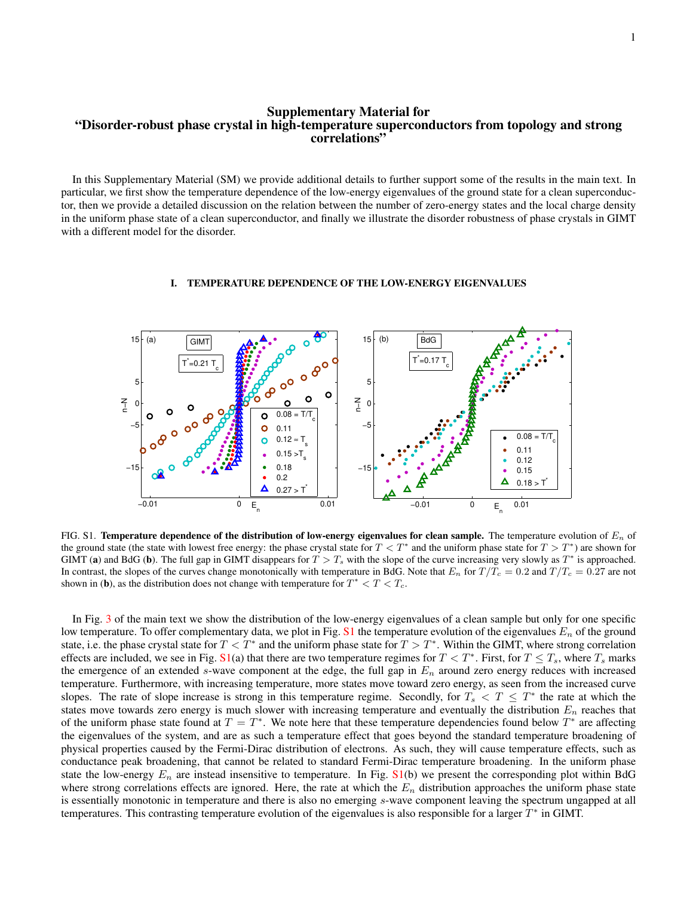# Supplementary Material for "Disorder-robust phase crystal in high-temperature superconductors from topology and strong correlations"

In this Supplementary Material (SM) we provide additional details to further support some of the results in the main text. In particular, we first show the temperature dependence of the low-energy eigenvalues of the ground state for a clean superconductor, then we provide a detailed discussion on the relation between the number of zero-energy states and the local charge density in the uniform phase state of a clean superconductor, and finally we illustrate the disorder robustness of phase crystals in GIMT with a different model for the disorder.

## I. TEMPERATURE DEPENDENCE OF THE LOW-ENERGY EIGENVALUES

FIG. S1. **Temperature dependence of the distribution of low-energy eigenvalues for clean sample.** The temperature evolution of $E_n$ of the ground state (the state with lowest free energy: the phase crystal state for $T < T^*$ and the uniform phase state for $T > T^*$) are shown for GIMT (**a**) and BdG (**b**). The full gap in GIMT disappears for $T > T_s$ with the slope of the curve increasing very slowly as $T^*$ is approached. In contrast, the slopes of the curves change monotonically with temperature in BdG. Note that $E_n$ for $T/T_c = 0.2$ and $T/T_c = 0.27$ are not shown in (**b**), as the distribution does not change with temperature for $T^* < T < T_c$.

In Fig. 3 of the main text we show the distribution of the low-energy eigenvalues of a clean sample but only for one specific low temperature. To offer complementary data, we plot in Fig. S1 the temperature evolution of the eigenvalues $E_n$ of the ground state, i.e. the phase crystal state for $T < T^*$ and the uniform phase state for $T > T^*$. Within the GIMT, where strong correlation effects are included, we see in Fig. S1(a) that there are two temperature regimes for $T < T^*$. First, for $T \leq T_s$, where $T_s$ marks the emergence of an extended $s$-wave component at the edge, the full gap in $E_n$ around zero energy reduces with increased temperature. Furthermore, with increasing temperature, more states move toward zero energy, as seen from the increased curve slopes. The rate of slope increase is strong in this temperature regime. Secondly, for $T_s < T \leq T^*$ the rate at which the states move towards zero energy is much slower with increasing temperature and eventually the distribution $E_n$ reaches that of the uniform phase state found at $T = T^*$. We note here that these temperature dependencies found below $T^*$ are affecting the eigenvalues of the system, and are as such a temperature effect that goes beyond the standard temperature broadening of physical properties caused by the Fermi-Dirac distribution of electrons. As such, they will cause temperature effects, such as conductance peak broadening, that cannot be related to standard Fermi-Dirac temperature broadening. In the uniform phase state the low-energy $E_n$ are instead insensitive to temperature. In Fig. S1(b) we present the corresponding plot within BdG where strong correlations effects are ignored. Here, the rate at which the $E_n$ distribution approaches the uniform phase state is essentially monotonic in temperature and there is also no emerging $s$-wave component leaving the spectrum ungapped at all temperatures. This contrasting temperature evolution of the eigenvalues is also responsible for a larger $T^*$ in GIMT.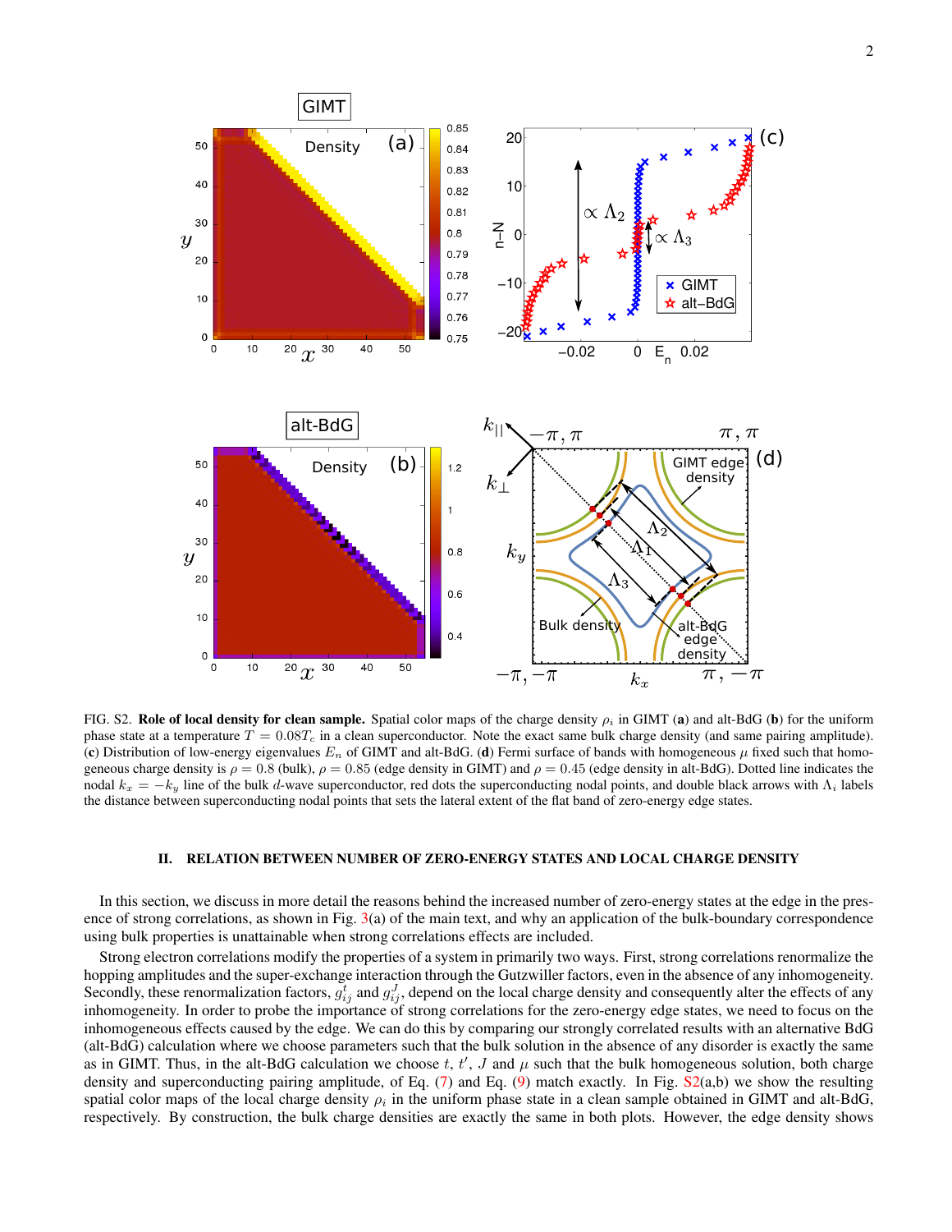FIG. S2. **Role of local density for clean sample.** Spatial color maps of the charge density $\rho_i$ in GIMT (**a**) and alt-BdG (**b**) for the uniform phase state at a temperature $T = 0.08T_c$ in a clean superconductor. Note the exact same bulk charge density (and same pairing amplitude). (**c**) Distribution of low-energy eigenvalues $E_n$ of GIMT and alt-BdG. (**d**) Fermi surface of bands with homogeneous $\mu$ fixed such that homogeneous charge density is $\rho = 0.8$ (bulk), $\rho = 0.85$ (edge density in GIMT) and $\rho = 0.45$ (edge density in alt-BdG). Dotted line indicates the nodal $k_x = -k_y$ line of the bulk $d$-wave superconductor, red dots the superconducting nodal points, and double black arrows with $\Lambda_i$ labels the distance between superconducting nodal points that sets the lateral extent of the flat band of zero-energy edge states.

## II. RELATION BETWEEN NUMBER OF ZERO-ENERGY STATES AND LOCAL CHARGE DENSITY

In this section, we discuss in more detail the reasons behind the increased number of zero-energy states at the edge in the presence of strong correlations, as shown in Fig. 3(a) of the main text, and why an application of the bulk-boundary correspondence using bulk properties is unattainable when strong correlations effects are included.

Strong electron correlations modify the properties of a system in primarily two ways. First, strong correlations renormalize the hopping amplitudes and the super-exchange interaction through the Gutzwiller factors, even in the absence of any inhomogeneity. Secondly, these renormalization factors, $g^t_{ij}$ and $g^J_{ij}$, depend on the local charge density and consequently alter the effects of any inhomogeneity. In order to probe the importance of strong correlations for the zero-energy edge states, we need to focus on the inhomogeneous effects caused by the edge. We can do this by comparing our strongly correlated results with an alternative BdG (alt-BdG) calculation where we choose parameters such that the bulk solution in the absence of any disorder is exactly the same as in GIMT. Thus, in the alt-BdG calculation we choose $t$, $t'$, $J$ and $\mu$ such that the bulk homogeneous solution, both charge density and superconducting pairing amplitude, of Eq. (7) and Eq. (9) match exactly. In Fig. S2(a,b) we show the resulting spatial color maps of the local charge density $\rho_i$ in the uniform phase state in a clean sample obtained in GIMT and alt-BdG, respectively. By construction, the bulk charge densities are exactly the same in both plots. However, the edge density shows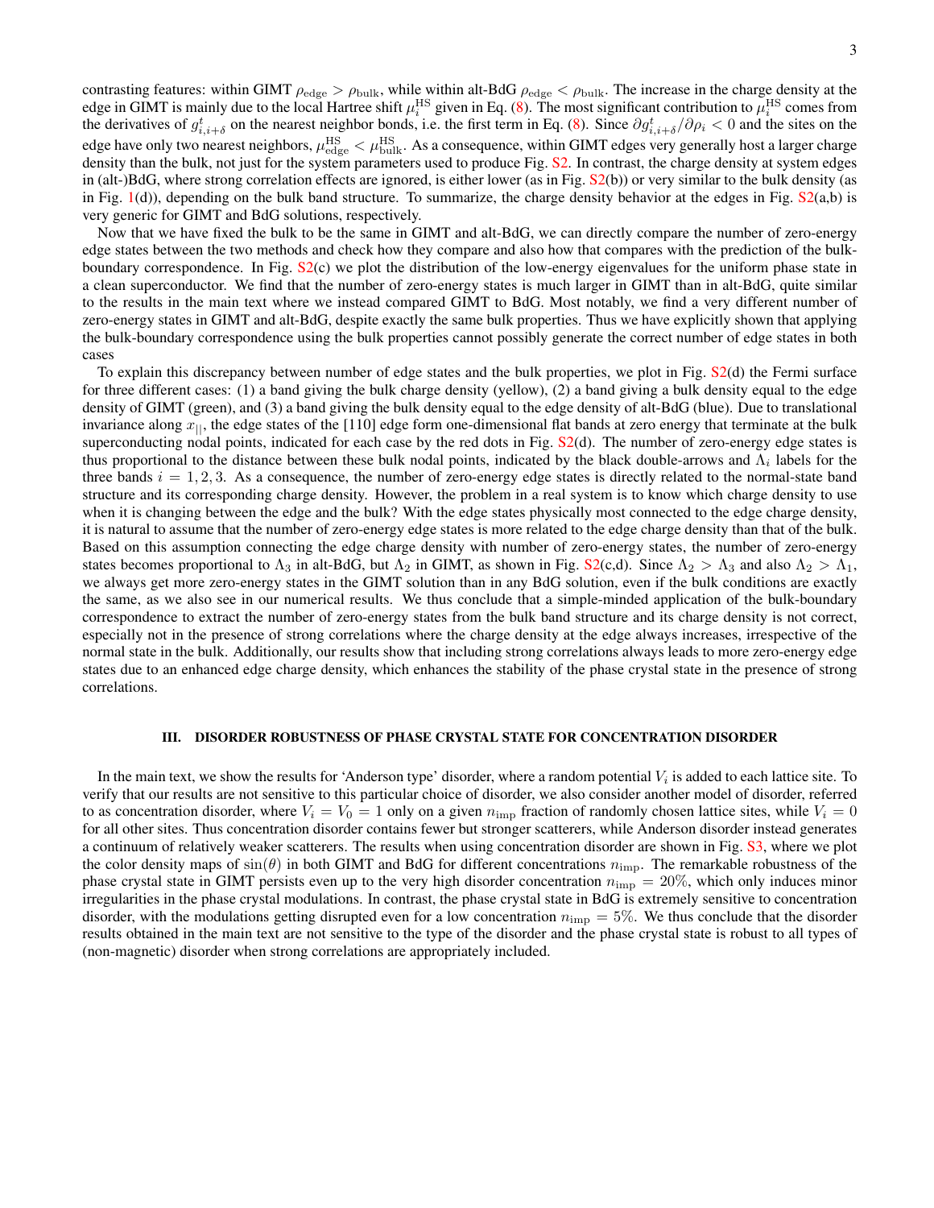contrasting features: within GIMT $\rho_{\rm edge} > \rho_{\rm bulk}$, while within alt-BdG $\rho_{\rm edge} < \rho_{\rm bulk}$. The increase in the charge density at the edge in GIMT is mainly due to the local Hartree shift $\mu_i^{\rm HS}$ given in Eq. (8). The most significant contribution to $\mu_i^{\rm HS}$ comes from the derivatives of $g^t_{i,i+\delta}$ on the nearest neighbor bonds, i.e. the first term in Eq. (8). Since $\partial g^t_{i,i+\delta}/\partial \rho_i < 0$ and the sites on the edge have only two nearest neighbors, $\mu^{\rm HS}_{\rm edge} < \mu^{\rm HS}_{\rm bulk}$. As a consequence, within GIMT edges very generally host a larger charge density than the bulk, not just for the system parameters used to produce Fig. S2. In contrast, the charge density at system edges in (alt-)BdG, where strong correlation effects are ignored, is either lower (as in Fig. S2(b)) or very similar to the bulk density (as in Fig. 1(d)), depending on the bulk band structure. To summarize, the charge density behavior at the edges in Fig. S2(a,b) is very generic for GIMT and BdG solutions, respectively.

Now that we have fixed the bulk to be the same in GIMT and alt-BdG, we can directly compare the number of zero-energy edge states between the two methods and check how they compare and also how that compares with the prediction of the bulk-boundary correspondence. In Fig. S2(c) we plot the distribution of the low-energy eigenvalues for the uniform phase state in a clean superconductor. We find that the number of zero-energy states is much larger in GIMT than in alt-BdG, quite similar to the results in the main text where we instead compared GIMT to BdG. Most notably, we find a very different number of zero-energy states in GIMT and alt-BdG, despite exactly the same bulk properties. Thus we have explicitly shown that applying the bulk-boundary correspondence using the bulk properties cannot possibly generate the correct number of edge states in both cases

To explain this discrepancy between number of edge states and the bulk properties, we plot in Fig. S2(d) the Fermi surface for three different cases: (1) a band giving the bulk charge density (yellow), (2) a band giving a bulk density equal to the edge density of GIMT (green), and (3) a band giving the bulk density equal to the edge density of alt-BdG (blue). Due to translational invariance along $x_{||}$, the edge states of the [110] edge form one-dimensional flat bands at zero energy that terminate at the bulk superconducting nodal points, indicated for each case by the red dots in Fig. S2(d). The number of zero-energy edge states is thus proportional to the distance between these bulk nodal points, indicated by the black double-arrows and $\Lambda_i$ labels for the three bands $i = 1, 2, 3$. As a consequence, the number of zero-energy edge states is directly related to the normal-state band structure and its corresponding charge density. However, the problem in a real system is to know which charge density to use when it is changing between the edge and the bulk? With the edge states physically most connected to the edge charge density, it is natural to assume that the number of zero-energy edge states is more related to the edge charge density than that of the bulk. Based on this assumption connecting the edge charge density with number of zero-energy states, the number of zero-energy states becomes proportional to $\Lambda_3$ in alt-BdG, but $\Lambda_2$ in GIMT, as shown in Fig. S2(c,d). Since $\Lambda_2 > \Lambda_3$ and also $\Lambda_2 > \Lambda_1$, we always get more zero-energy states in the GIMT solution than in any BdG solution, even if the bulk conditions are exactly the same, as we also see in our numerical results. We thus conclude that a simple-minded application of the bulk-boundary correspondence to extract the number of zero-energy states from the bulk band structure and its charge density is not correct, especially not in the presence of strong correlations where the charge density at the edge always increases, irrespective of the normal state in the bulk. Additionally, our results show that including strong correlations always leads to more zero-energy edge states due to an enhanced edge charge density, which enhances the stability of the phase crystal state in the presence of strong correlations.

## III. DISORDER ROBUSTNESS OF PHASE CRYSTAL STATE FOR CONCENTRATION DISORDER

In the main text, we show the results for 'Anderson type' disorder, where a random potential $V_i$ is added to each lattice site. To verify that our results are not sensitive to this particular choice of disorder, we also consider another model of disorder, referred to as concentration disorder, where $V_i = V_0 = 1$ only on a given $n_{\rm imp}$ fraction of randomly chosen lattice sites, while $V_i = 0$ for all other sites. Thus concentration disorder contains fewer but stronger scatterers, while Anderson disorder instead generates a continuum of relatively weaker scatterers. The results when using concentration disorder are shown in Fig. S3, where we plot the color density maps of $\sin(\theta)$ in both GIMT and BdG for different concentrations $n_{\rm imp}$. The remarkable robustness of the phase crystal state in GIMT persists even up to the very high disorder concentration $n_{\rm imp} = 20\%$, which only induces minor irregularities in the phase crystal modulations. In contrast, the phase crystal state in BdG is extremely sensitive to concentration disorder, with the modulations getting disrupted even for a low concentration $n_{\rm imp} = 5\%$. We thus conclude that the disorder results obtained in the main text are not sensitive to the type of the disorder and the phase crystal state is robust to all types of (non-magnetic) disorder when strong correlations are appropriately included.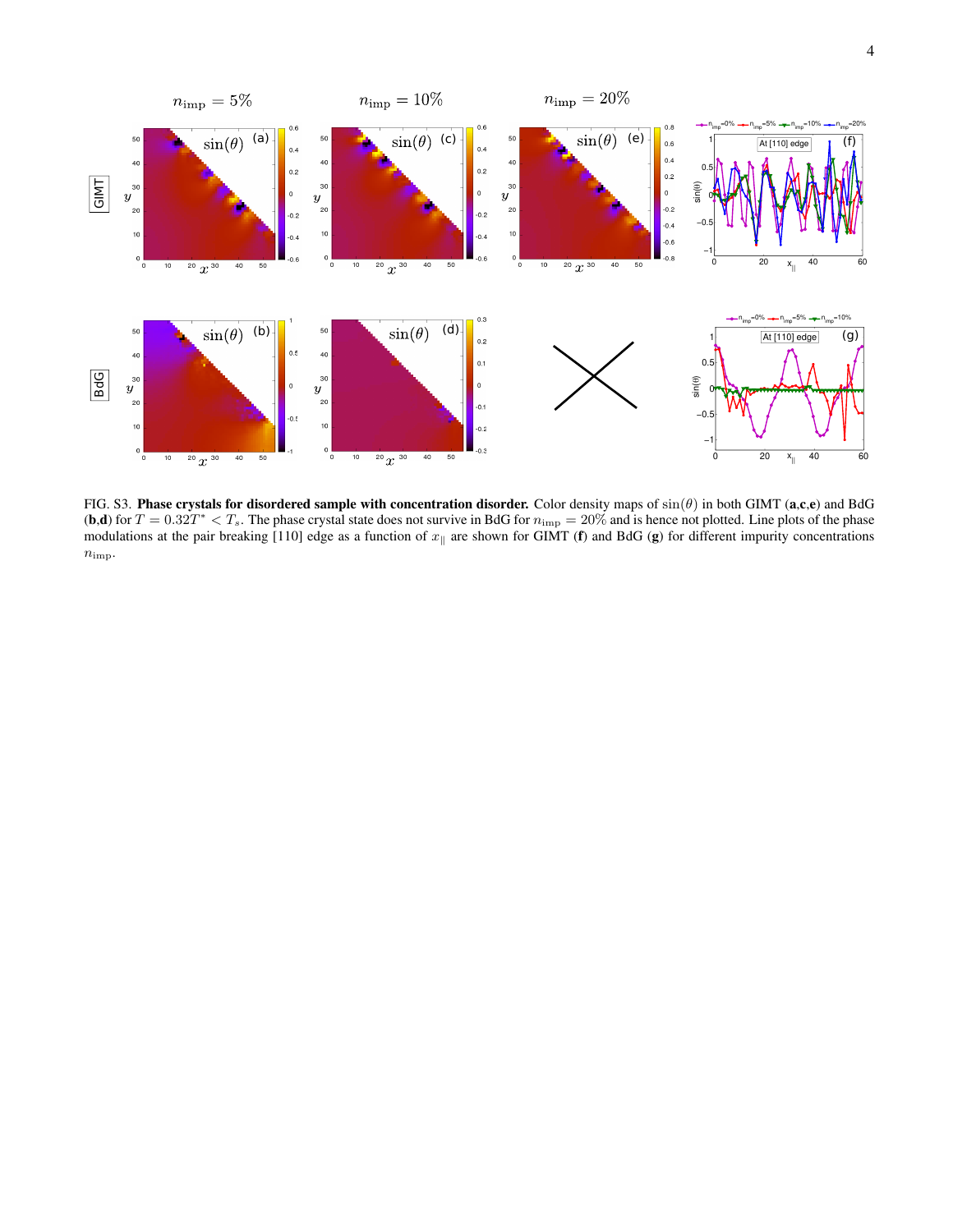$n_{\rm imp} = 5\%$

$n_{\rm imp} = 10\%$

$n_{\rm imp} = 20\%$

GIMT

BdG

$\sin(\theta)$ (a)

$\sin(\theta)$ (c)

$\sin(\theta)$ (e)

$\sin(\theta)$ (b)

$\sin(\theta)$ (d)

(f)

At [110] edge

$n_{\rm imp}$=0% $n_{\rm imp}$=5% $n_{\rm imp}$=10% $n_{\rm imp}$=20%

(g)

At [110] edge

$n_{\rm imp}$=0% $n_{\rm imp}$=5% $n_{\rm imp}$=10%

$x$

$y$

$x_{||}$

sin(θ)

FIG. S3. **Phase crystals for disordered sample with concentration disorder.** Color density maps of $\sin(\theta)$ in both GIMT (**a**,**c**,**e**) and BdG (**b**,**d**) for $T = 0.32T^{*} < T_s$. The phase crystal state does not survive in BdG for $n_{\rm imp} = 20\%$ and is hence not plotted. Line plots of the phase modulations at the pair breaking [110] edge as a function of $x_{\|}$ are shown for GIMT (**f**) and BdG (**g**) for different impurity concentrations $n_{\rm imp}$.